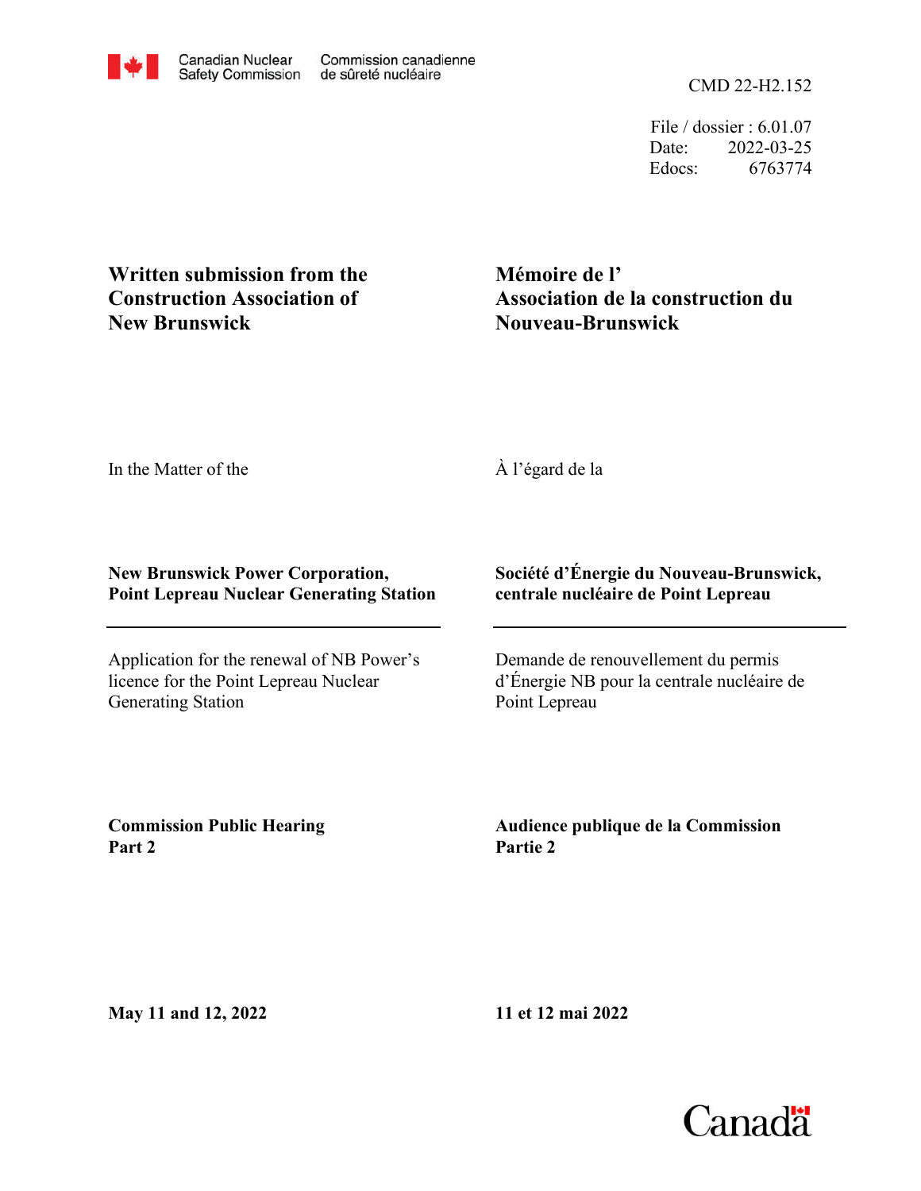Canadian Nuclear Safety Commission — Commission canadienne de sûreté nucléaire

CMD 22-H2.152

File / dossier : 6.01.07
Date: 2022-03-25
Edocs: 6763774

**Written submission from the Construction Association of New Brunswick**

**Mémoire de l' Association de la construction du Nouveau-Brunswick**

In the Matter of the

À l'égard de la

**New Brunswick Power Corporation, Point Lepreau Nuclear Generating Station**

**Société d'Énergie du Nouveau-Brunswick, centrale nucléaire de Point Lepreau**

---

Application for the renewal of NB Power's licence for the Point Lepreau Nuclear Generating Station

Demande de renouvellement du permis d'Énergie NB pour la centrale nucléaire de Point Lepreau

**Commission Public Hearing Part 2**

**Audience publique de la Commission Partie 2**

**May 11 and 12, 2022**

**11 et 12 mai 2022**

Canada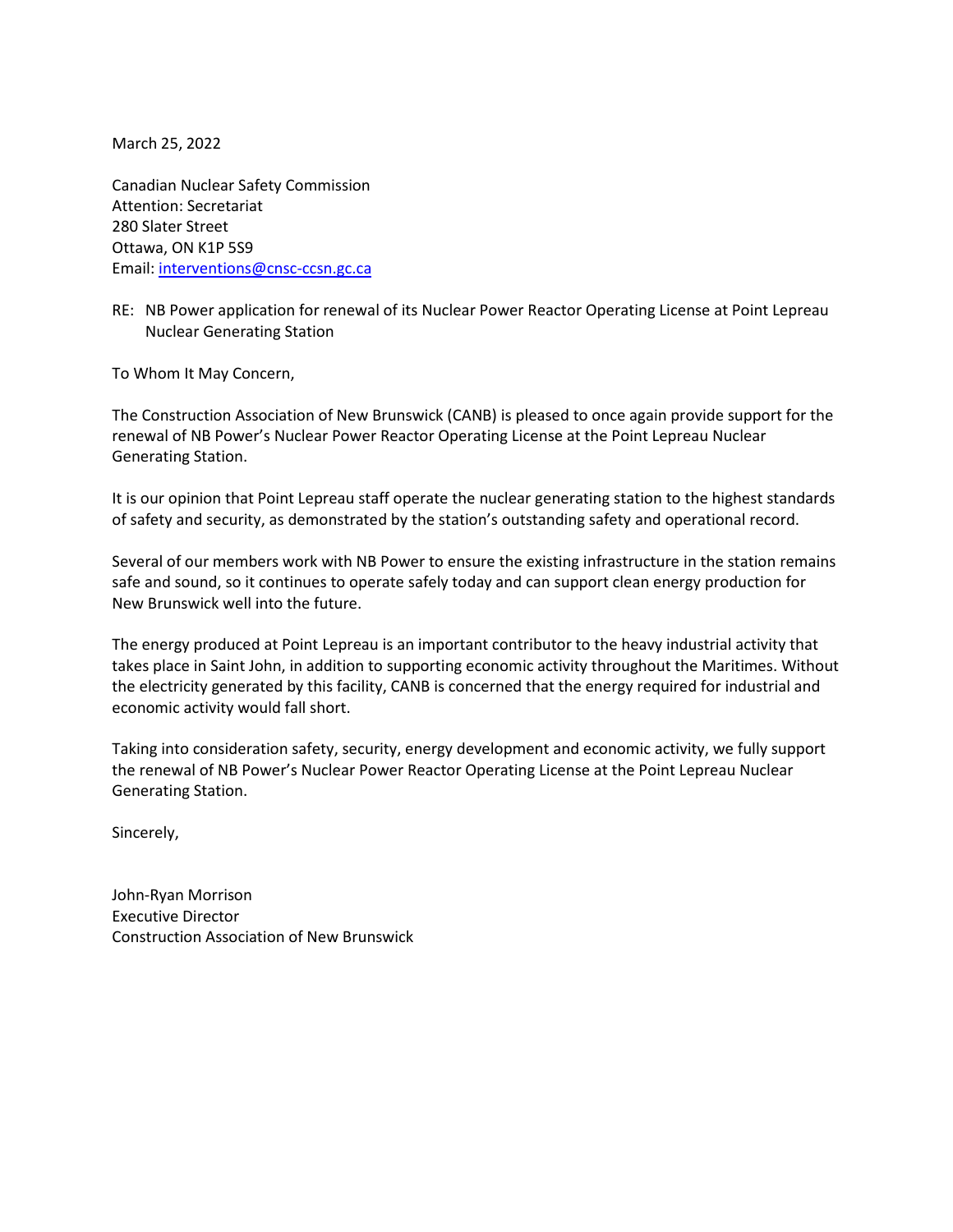March 25, 2022

Canadian Nuclear Safety Commission
Attention: Secretariat
280 Slater Street
Ottawa, ON K1P 5S9
Email: interventions@cnsc-ccsn.gc.ca

RE: NB Power application for renewal of its Nuclear Power Reactor Operating License at Point Lepreau Nuclear Generating Station

To Whom It May Concern,

The Construction Association of New Brunswick (CANB) is pleased to once again provide support for the renewal of NB Power's Nuclear Power Reactor Operating License at the Point Lepreau Nuclear Generating Station.

It is our opinion that Point Lepreau staff operate the nuclear generating station to the highest standards of safety and security, as demonstrated by the station's outstanding safety and operational record.

Several of our members work with NB Power to ensure the existing infrastructure in the station remains safe and sound, so it continues to operate safely today and can support clean energy production for New Brunswick well into the future.

The energy produced at Point Lepreau is an important contributor to the heavy industrial activity that takes place in Saint John, in addition to supporting economic activity throughout the Maritimes. Without the electricity generated by this facility, CANB is concerned that the energy required for industrial and economic activity would fall short.

Taking into consideration safety, security, energy development and economic activity, we fully support the renewal of NB Power's Nuclear Power Reactor Operating License at the Point Lepreau Nuclear Generating Station.

Sincerely,

John-Ryan Morrison
Executive Director
Construction Association of New Brunswick